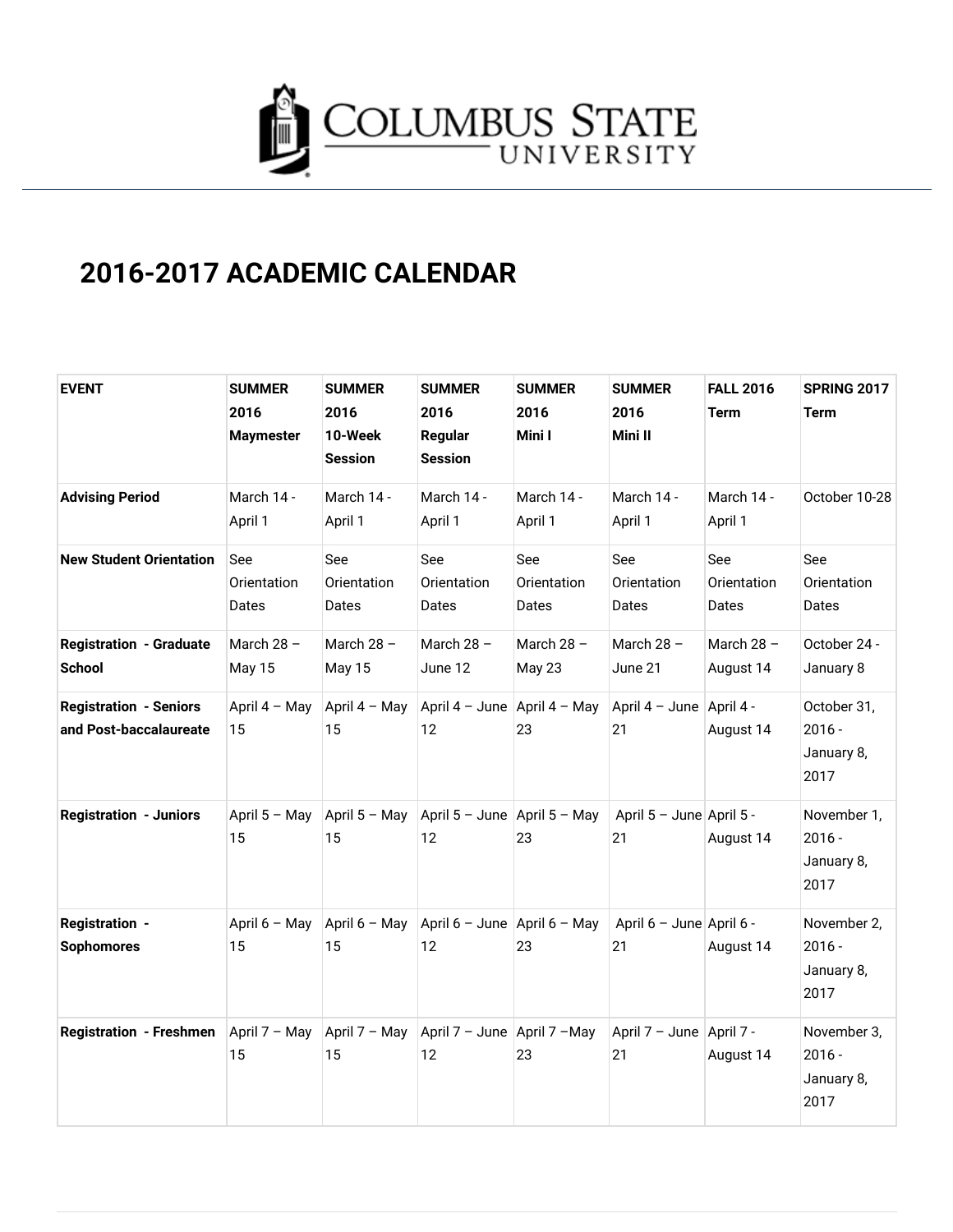# 2016-2017 ACADEMIC CALENDAR

| EVENT | SUMMER 2016 Maymester | SUMMER 2016 10-Week Session | SUMMER 2016 Regular Session | SUMMER 2016 Mini I | SUMMER 2016 Mini II | FALL 2016 Term | SPRING 2017 Term |
|---|---|---|---|---|---|---|---|
| **Advising Period** | March 14 - April 1 | March 14 - April 1 | March 14 - April 1 | March 14 - April 1 | March 14 - April 1 | March 14 - April 1 | October 10-28 |
| **New Student Orientation** | See Orientation Dates | See Orientation Dates | See Orientation Dates | See Orientation Dates | See Orientation Dates | See Orientation Dates | See Orientation Dates |
| **Registration - Graduate School** | March 28 – May 15 | March 28 – May 15 | March 28 – June 12 | March 28 – May 23 | March 28 – June 21 | March 28 – August 14 | October 24 - January 8 |
| **Registration - Seniors and Post-baccalaureate** | April 4 – May 15 | April 4 – May 15 | April 4 – June 12 | April 4 – May 23 | April 4 – June 21 | April 4 - August 14 | October 31, 2016 - January 8, 2017 |
| **Registration - Juniors** | April 5 – May 15 | April 5 – May 15 | April 5 – June 12 | April 5 – May 23 | April 5 – June 21 | April 5 - August 14 | November 1, 2016 - January 8, 2017 |
| **Registration - Sophomores** | April 6 – May 15 | April 6 – May 15 | April 6 – June 12 | April 6 – May 23 | April 6 – June 21 | April 6 - August 14 | November 2, 2016 - January 8, 2017 |
| **Registration - Freshmen** | April 7 – May 15 | April 7 – May 15 | April 7 – June 12 | April 7 –May 23 | April 7 – June 21 | April 7 - August 14 | November 3, 2016 - January 8, 2017 |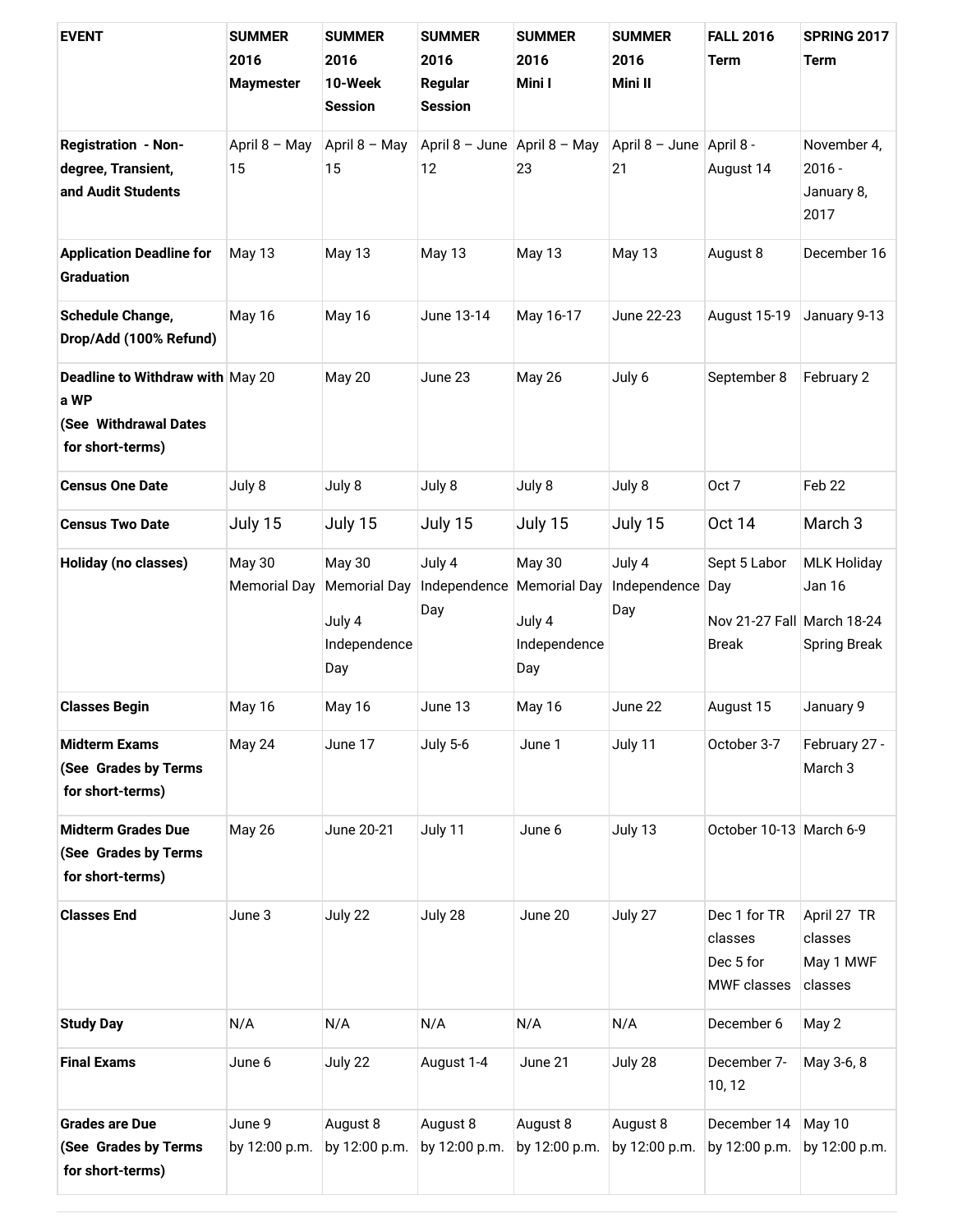| EVENT | SUMMER 2016 Maymester | SUMMER 2016 10-Week Session | SUMMER 2016 Regular Session | SUMMER 2016 Mini I | SUMMER 2016 Mini II | FALL 2016 Term | SPRING 2017 Term |
|---|---|---|---|---|---|---|---|
| **Registration - Non-degree, Transient, and Audit Students** | April 8 – May 15 | April 8 – May 15 | April 8 – June 12 | April 8 – May 23 | April 8 – June 21 | April 8 - August 14 | November 4, 2016 - January 8, 2017 |
| **Application Deadline for Graduation** | May 13 | May 13 | May 13 | May 13 | May 13 | August 8 | December 16 |
| **Schedule Change, Drop/Add (100% Refund)** | May 16 | May 16 | June 13-14 | May 16-17 | June 22-23 | August 15-19 | January 9-13 |
| **Deadline to Withdraw with a WP (See Withdrawal Dates for short-terms)** | May 20 | May 20 | June 23 | May 26 | July 6 | September 8 | February 2 |
| **Census One Date** | July 8 | July 8 | July 8 | July 8 | July 8 | Oct 7 | Feb 22 |
| **Census Two Date** | July 15 | July 15 | July 15 | July 15 | July 15 | Oct 14 | March 3 |
| **Holiday (no classes)** | May 30 Memorial Day | May 30 Memorial Day<br>July 4 Independence Day | July 4 Independence Day | May 30 Memorial Day<br>July 4 Independence Day | July 4 Independence Day | Sept 5 Labor Day<br>Nov 21-27 Fall Break | MLK Holiday Jan 16<br>March 18-24 Spring Break |
| **Classes Begin** | May 16 | May 16 | June 13 | May 16 | June 22 | August 15 | January 9 |
| **Midterm Exams (See Grades by Terms for short-terms)** | May 24 | June 17 | July 5-6 | June 1 | July 11 | October 3-7 | February 27 - March 3 |
| **Midterm Grades Due (See Grades by Terms for short-terms)** | May 26 | June 20-21 | July 11 | June 6 | July 13 | October 10-13 | March 6-9 |
| **Classes End** | June 3 | July 22 | July 28 | June 20 | July 27 | Dec 1 for TR classes<br>Dec 5 for MWF classes | April 27 TR classes<br>May 1 MWF classes |
| **Study Day** | N/A | N/A | N/A | N/A | N/A | December 6 | May 2 |
| **Final Exams** | June 6 | July 22 | August 1-4 | June 21 | July 28 | December 7-10, 12 | May 3-6, 8 |
| **Grades are Due (See Grades by Terms for short-terms)** | June 9 by 12:00 p.m. | August 8 by 12:00 p.m. | August 8 by 12:00 p.m. | August 8 by 12:00 p.m. | August 8 by 12:00 p.m. | December 14 by 12:00 p.m. | May 10 by 12:00 p.m. |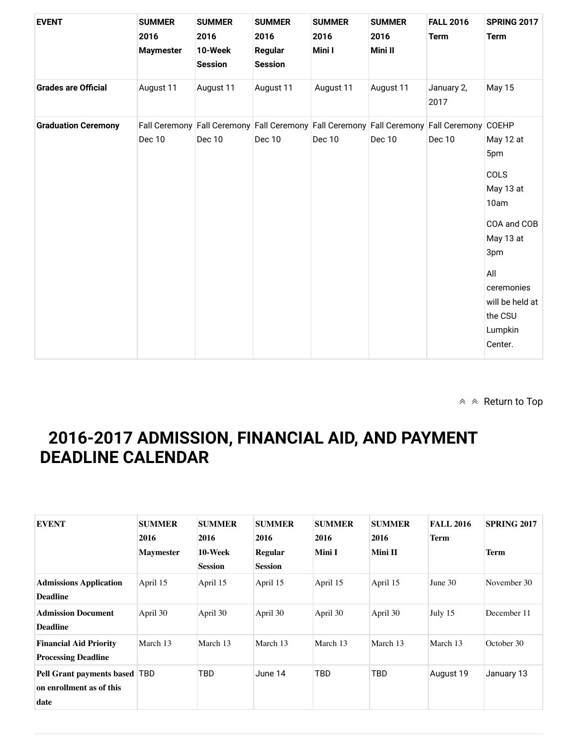| EVENT | SUMMER 2016 Maymester | SUMMER 2016 10-Week Session | SUMMER 2016 Regular Session | SUMMER 2016 Mini I | SUMMER 2016 Mini II | FALL 2016 Term | SPRING 2017 Term |
|---|---|---|---|---|---|---|---|
| **Grades are Official** | August 11 | August 11 | August 11 | August 11 | August 11 | January 2, 2017 | May 15 |
| **Graduation Ceremony** | Fall Ceremony Dec 10 | Fall Ceremony Dec 10 | Fall Ceremony Dec 10 | Fall Ceremony Dec 10 | Fall Ceremony Dec 10 | Fall Ceremony Dec 10 | COEHP May 12 at 5pm<br><br>COLS May 13 at 10am<br><br>COA and COB May 13 at 3pm<br><br>All ceremonies will be held at the CSU Lumpkin Center. |

Return to Top

## 2016-2017 ADMISSION, FINANCIAL AID, AND PAYMENT DEADLINE CALENDAR

| EVENT | SUMMER 2016 Maymester | SUMMER 2016 10-Week Session | SUMMER 2016 Regular Session | SUMMER 2016 Mini I | SUMMER 2016 Mini II | FALL 2016 Term | SPRING 2017 Term |
|---|---|---|---|---|---|---|---|
| **Admissions Application Deadline** | April 15 | April 15 | April 15 | April 15 | April 15 | June 30 | November 30 |
| **Admission Document Deadline** | April 30 | April 30 | April 30 | April 30 | April 30 | July 15 | December 11 |
| **Financial Aid Priority Processing Deadline** | March 13 | March 13 | March 13 | March 13 | March 13 | March 13 | October 30 |
| **Pell Grant payments based on enrollment as of this date** | TBD | TBD | June 14 | TBD | TBD | August 19 | January 13 |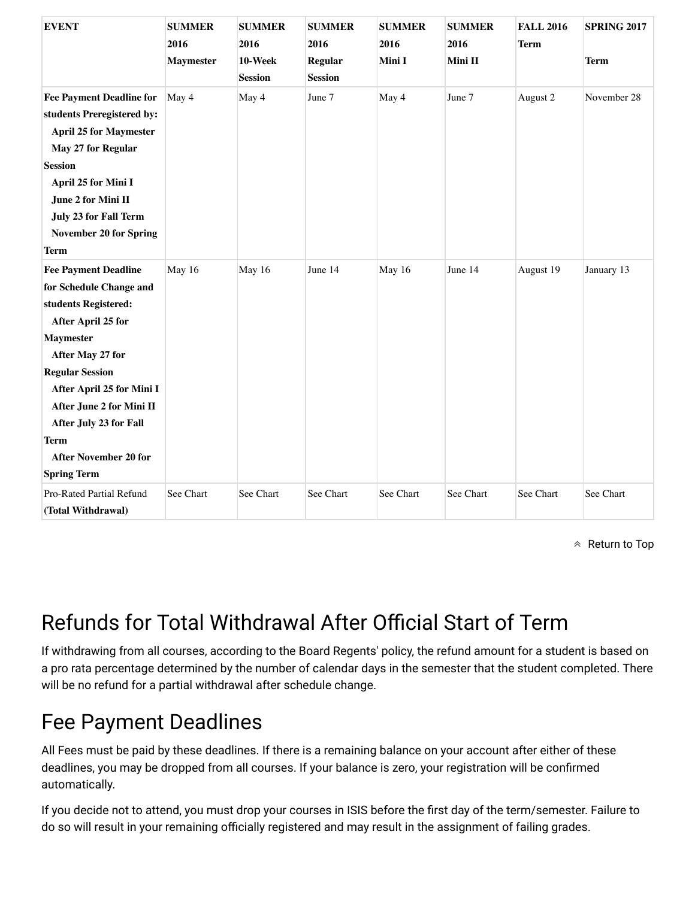| **EVENT** | **SUMMER 2016 Maymester** | **SUMMER 2016 10-Week Session** | **SUMMER 2016 Regular Session** | **SUMMER 2016 Mini I** | **SUMMER 2016 Mini II** | **FALL 2016 Term** | **SPRING 2017 Term** |
|---|---|---|---|---|---|---|---|
| **Fee Payment Deadline for students Preregistered by: April 25 for Maymester May 27 for Regular Session April 25 for Mini I June 2 for Mini II July 23 for Fall Term November 20 for Spring Term** | May 4 | May 4 | June 7 | May 4 | June 7 | August 2 | November 28 |
| **Fee Payment Deadline for Schedule Change and students Registered: After April 25 for Maymester After May 27 for Regular Session After April 25 for Mini I After June 2 for Mini II After July 23 for Fall Term After November 20 for Spring Term** | May 16 | May 16 | June 14 | May 16 | June 14 | August 19 | January 13 |
| Pro-Rated Partial Refund **(Total Withdrawal)** | See Chart | See Chart | See Chart | See Chart | See Chart | See Chart | See Chart |

Return to Top

## Refunds for Total Withdrawal After Official Start of Term

If withdrawing from all courses, according to the Board Regents' policy, the refund amount for a student is based on a pro rata percentage determined by the number of calendar days in the semester that the student completed. There will be no refund for a partial withdrawal after schedule change.

## Fee Payment Deadlines

All Fees must be paid by these deadlines. If there is a remaining balance on your account after either of these deadlines, you may be dropped from all courses. If your balance is zero, your registration will be confirmed automatically.

If you decide not to attend, you must drop your courses in ISIS before the first day of the term/semester. Failure to do so will result in your remaining officially registered and may result in the assignment of failing grades.